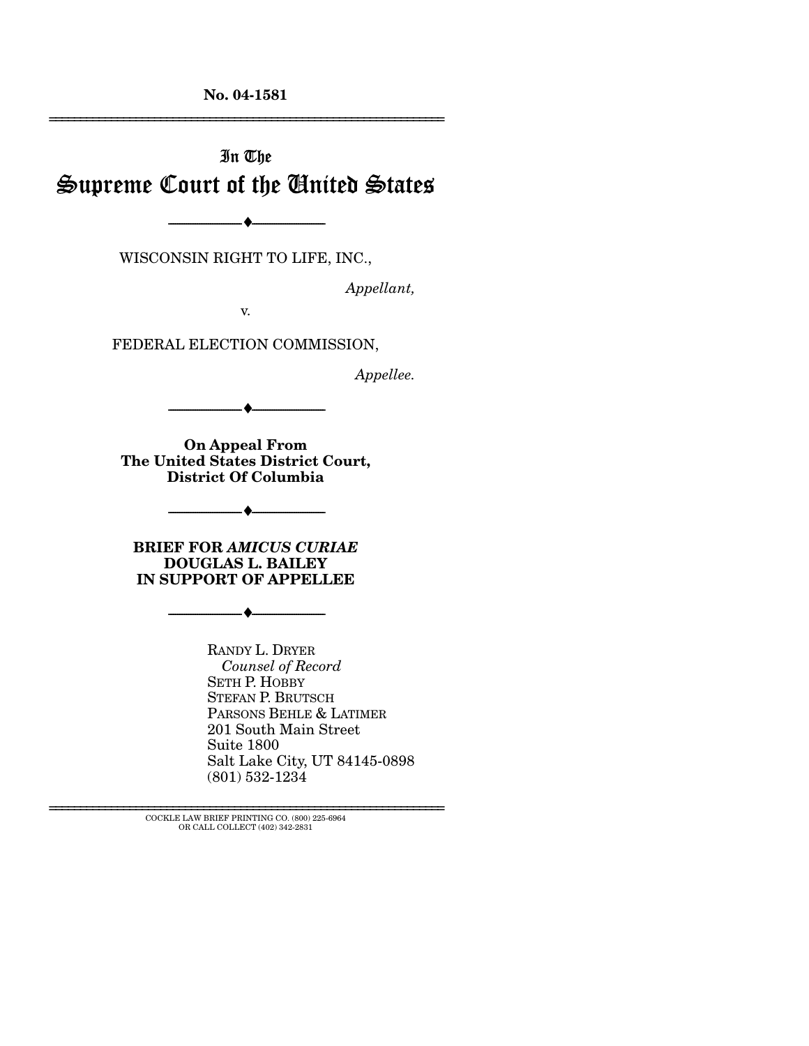**No. 04-1581**

---

In The

# Supreme Court of the United States

---

WISCONSIN RIGHT TO LIFE, INC.,

*Appellant,*

v.

FEDERAL ELECTION COMMISSION,

*Appellee.*

---

**On Appeal From The United States District Court, District Of Columbia**

---

**BRIEF FOR *AMICUS CURIAE* DOUGLAS L. BAILEY IN SUPPORT OF APPELLEE**

---

RANDY L. DRYER
*Counsel of Record*
SETH P. HOBBY
STEFAN P. BRUTSCH
PARSONS BEHLE & LATIMER
201 South Main Street
Suite 1800
Salt Lake City, UT 84145-0898
(801) 532-1234

---

COCKLE LAW BRIEF PRINTING CO. (800) 225-6964
OR CALL COLLECT (402) 342-2831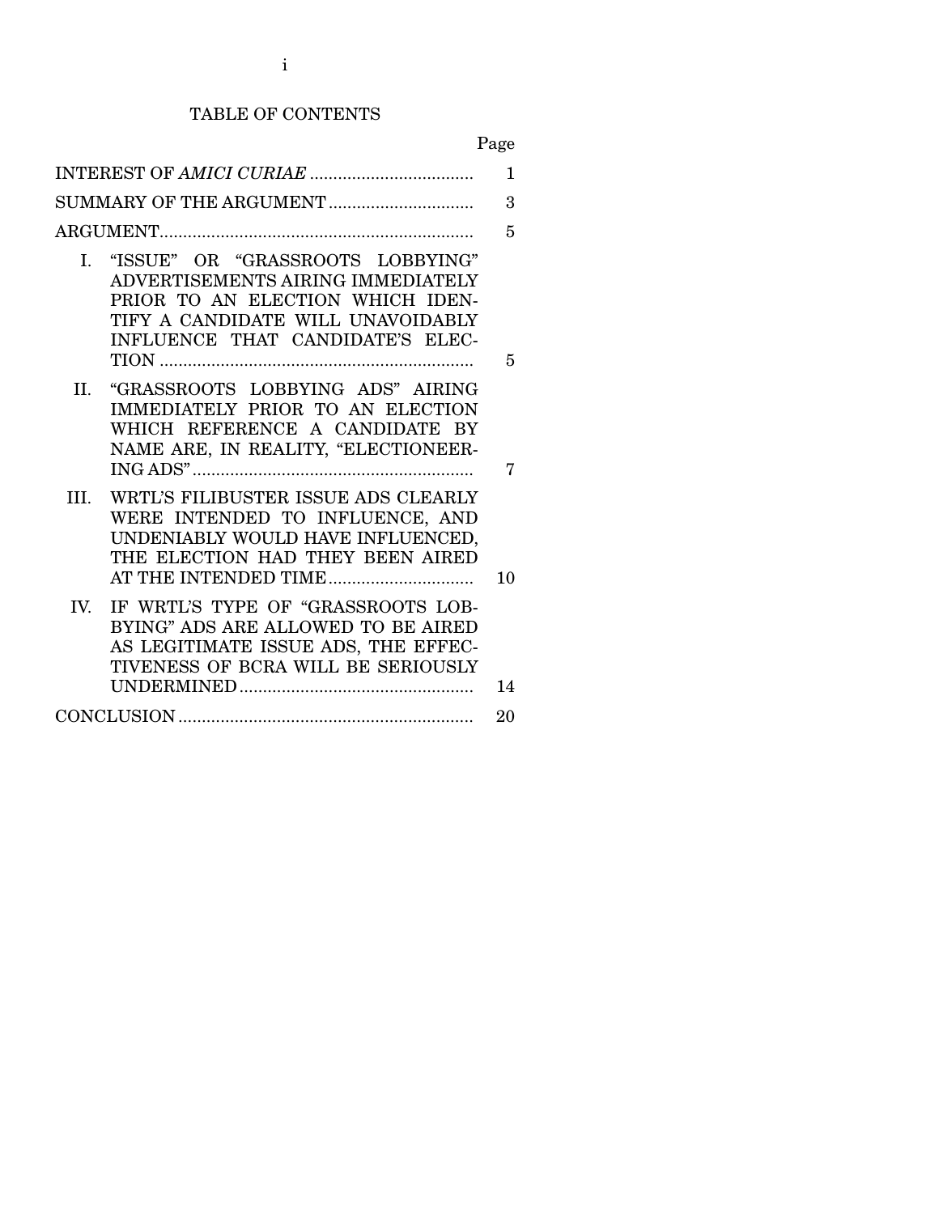# TABLE OF CONTENTS

| | Page |
|---|---|
| INTEREST OF *AMICI CURIAE* | 1 |
| SUMMARY OF THE ARGUMENT | 3 |
| ARGUMENT | 5 |
| I. "ISSUE" OR "GRASSROOTS LOBBYING" ADVERTISEMENTS AIRING IMMEDIATELY PRIOR TO AN ELECTION WHICH IDENTIFY A CANDIDATE WILL UNAVOIDABLY INFLUENCE THAT CANDIDATE'S ELECTION | 5 |
| II. "GRASSROOTS LOBBYING ADS" AIRING IMMEDIATELY PRIOR TO AN ELECTION WHICH REFERENCE A CANDIDATE BY NAME ARE, IN REALITY, "ELECTIONEERING ADS" | 7 |
| III. WRTL'S FILIBUSTER ISSUE ADS CLEARLY WERE INTENDED TO INFLUENCE, AND UNDENIABLY WOULD HAVE INFLUENCED, THE ELECTION HAD THEY BEEN AIRED AT THE INTENDED TIME | 10 |
| IV. IF WRTL'S TYPE OF "GRASSROOTS LOBBYING" ADS ARE ALLOWED TO BE AIRED AS LEGITIMATE ISSUE ADS, THE EFFECTIVENESS OF BCRA WILL BE SERIOUSLY UNDERMINED | 14 |
| CONCLUSION | 20 |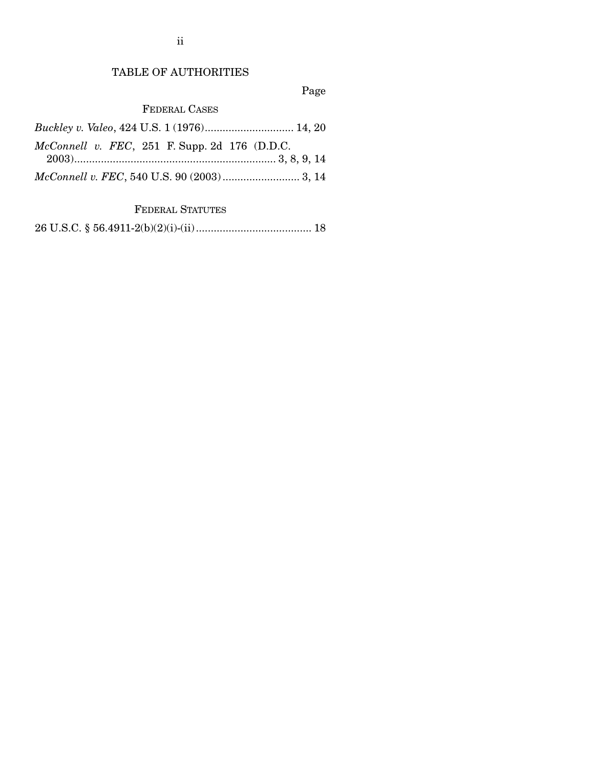# TABLE OF AUTHORITIES

Page

## FEDERAL CASES

*Buckley v. Valeo*, 424 U.S. 1 (1976).............................. 14, 20

*McConnell v. FEC*, 251 F. Supp. 2d 176 (D.D.C. 2003).................................................................... 3, 8, 9, 14

*McConnell v. FEC*, 540 U.S. 90 (2003).......................... 3, 14

## FEDERAL STATUTES

26 U.S.C. § 56.4911-2(b)(2)(i)-(ii)....................................... 18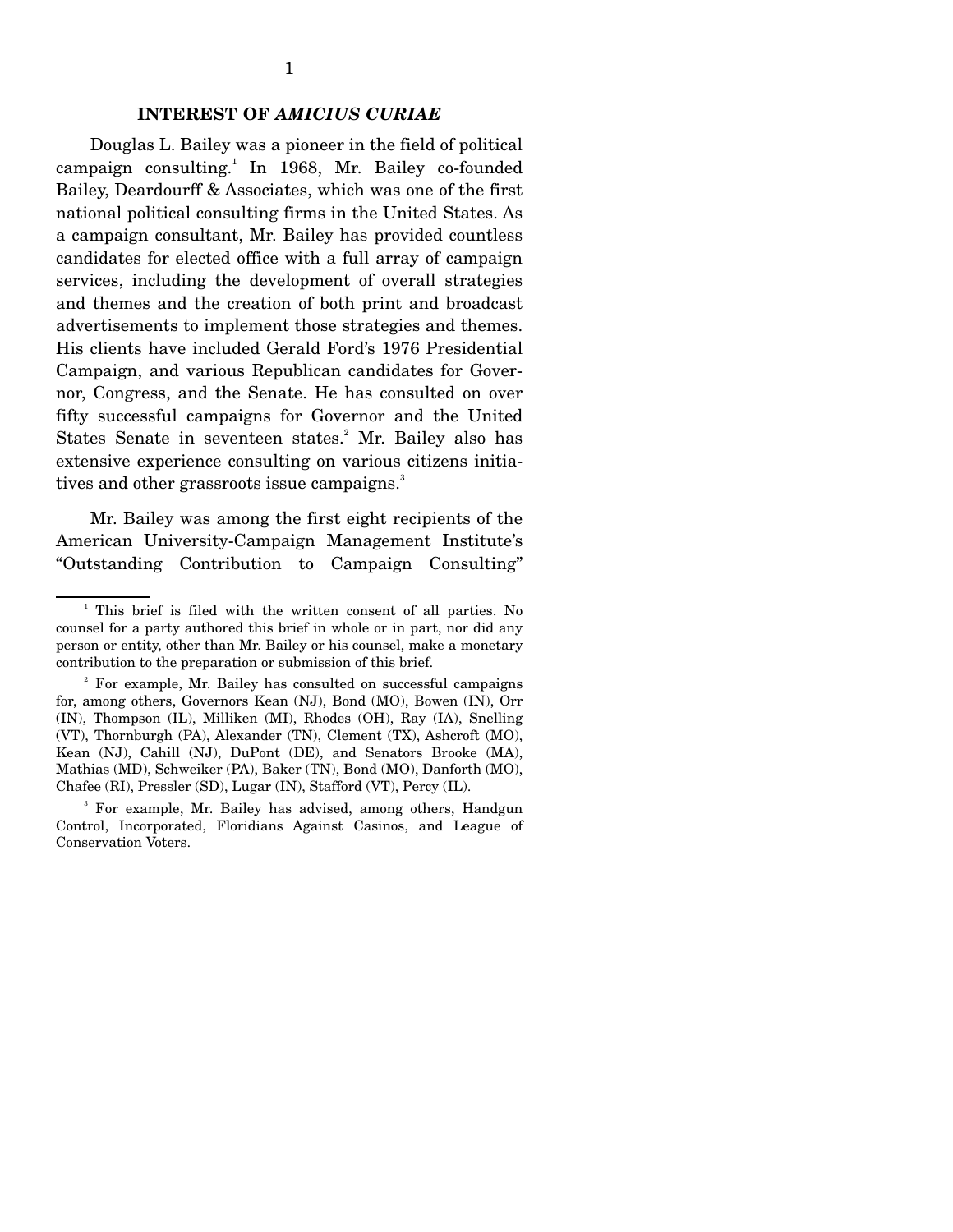## INTEREST OF *AMICIUS CURIAE*

Douglas L. Bailey was a pioneer in the field of political campaign consulting.[1] In 1968, Mr. Bailey co-founded Bailey, Deardourff & Associates, which was one of the first national political consulting firms in the United States. As a campaign consultant, Mr. Bailey has provided countless candidates for elected office with a full array of campaign services, including the development of overall strategies and themes and the creation of both print and broadcast advertisements to implement those strategies and themes. His clients have included Gerald Ford's 1976 Presidential Campaign, and various Republican candidates for Governor, Congress, and the Senate. He has consulted on over fifty successful campaigns for Governor and the United States Senate in seventeen states.[2] Mr. Bailey also has extensive experience consulting on various citizens initiatives and other grassroots issue campaigns.[3]

Mr. Bailey was among the first eight recipients of the American University-Campaign Management Institute's "Outstanding Contribution to Campaign Consulting"

---

[1] This brief is filed with the written consent of all parties. No counsel for a party authored this brief in whole or in part, nor did any person or entity, other than Mr. Bailey or his counsel, make a monetary contribution to the preparation or submission of this brief.

[2] For example, Mr. Bailey has consulted on successful campaigns for, among others, Governors Kean (NJ), Bond (MO), Bowen (IN), Orr (IN), Thompson (IL), Milliken (MI), Rhodes (OH), Ray (IA), Snelling (VT), Thornburgh (PA), Alexander (TN), Clement (TX), Ashcroft (MO), Kean (NJ), Cahill (NJ), DuPont (DE), and Senators Brooke (MA), Mathias (MD), Schweiker (PA), Baker (TN), Bond (MO), Danforth (MO), Chafee (RI), Pressler (SD), Lugar (IN), Stafford (VT), Percy (IL).

[3] For example, Mr. Bailey has advised, among others, Handgun Control, Incorporated, Floridians Against Casinos, and League of Conservation Voters.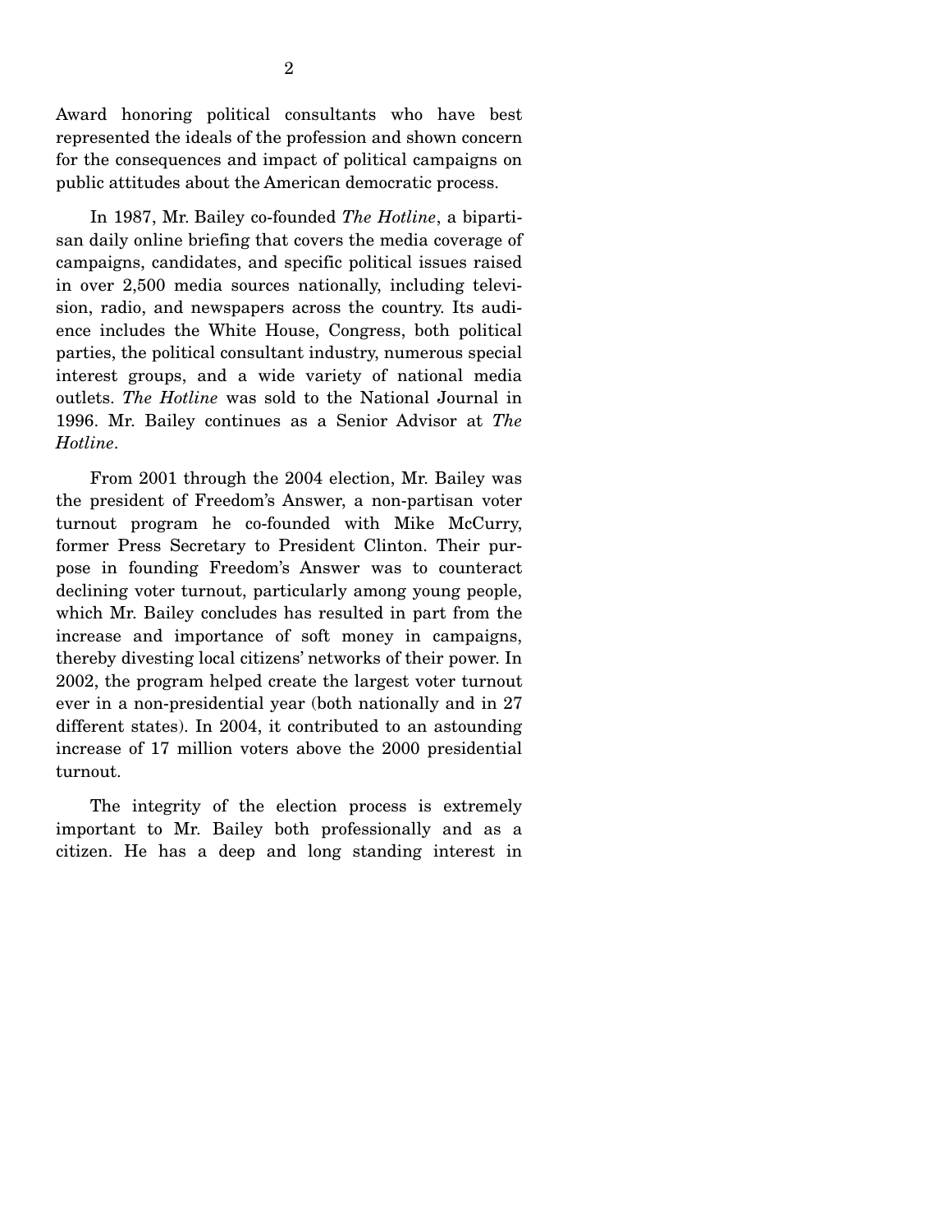Award honoring political consultants who have best represented the ideals of the profession and shown concern for the consequences and impact of political campaigns on public attitudes about the American democratic process.

In 1987, Mr. Bailey co-founded *The Hotline*, a bipartisan daily online briefing that covers the media coverage of campaigns, candidates, and specific political issues raised in over 2,500 media sources nationally, including television, radio, and newspapers across the country. Its audience includes the White House, Congress, both political parties, the political consultant industry, numerous special interest groups, and a wide variety of national media outlets. *The Hotline* was sold to the National Journal in 1996. Mr. Bailey continues as a Senior Advisor at *The Hotline*.

From 2001 through the 2004 election, Mr. Bailey was the president of Freedom's Answer, a non-partisan voter turnout program he co-founded with Mike McCurry, former Press Secretary to President Clinton. Their purpose in founding Freedom's Answer was to counteract declining voter turnout, particularly among young people, which Mr. Bailey concludes has resulted in part from the increase and importance of soft money in campaigns, thereby divesting local citizens' networks of their power. In 2002, the program helped create the largest voter turnout ever in a non-presidential year (both nationally and in 27 different states). In 2004, it contributed to an astounding increase of 17 million voters above the 2000 presidential turnout.

The integrity of the election process is extremely important to Mr. Bailey both professionally and as a citizen. He has a deep and long standing interest in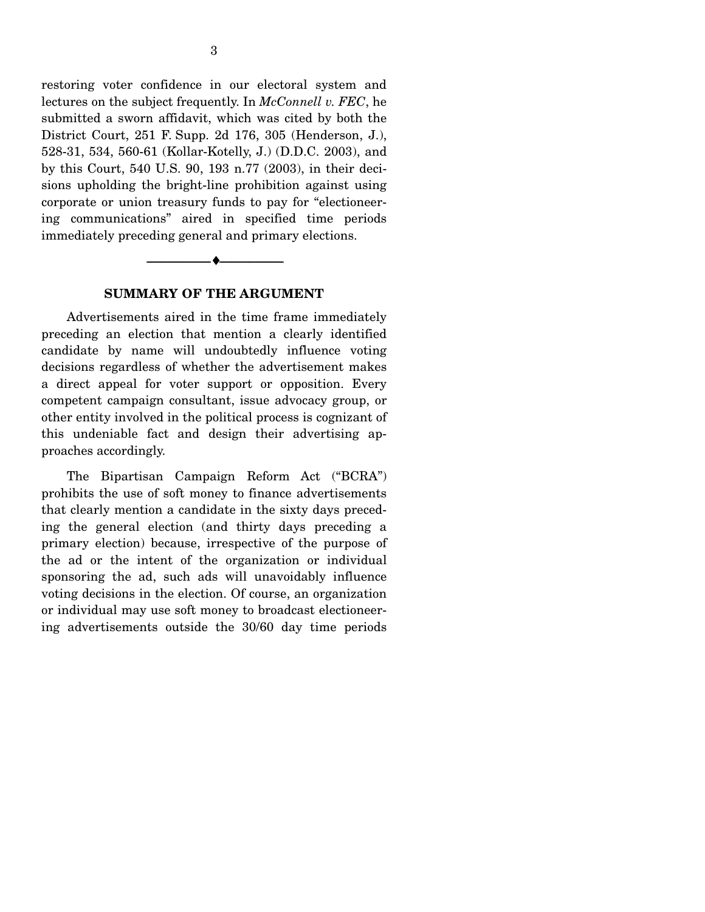restoring voter confidence in our electoral system and lectures on the subject frequently. In *McConnell v. FEC*, he submitted a sworn affidavit, which was cited by both the District Court, 251 F. Supp. 2d 176, 305 (Henderson, J.), 528-31, 534, 560-61 (Kollar-Kotelly, J.) (D.D.C. 2003), and by this Court, 540 U.S. 90, 193 n.77 (2003), in their decisions upholding the bright-line prohibition against using corporate or union treasury funds to pay for "electioneering communications" aired in specified time periods immediately preceding general and primary elections.

---

## SUMMARY OF THE ARGUMENT

Advertisements aired in the time frame immediately preceding an election that mention a clearly identified candidate by name will undoubtedly influence voting decisions regardless of whether the advertisement makes a direct appeal for voter support or opposition. Every competent campaign consultant, issue advocacy group, or other entity involved in the political process is cognizant of this undeniable fact and design their advertising approaches accordingly.

The Bipartisan Campaign Reform Act ("BCRA") prohibits the use of soft money to finance advertisements that clearly mention a candidate in the sixty days preceding the general election (and thirty days preceding a primary election) because, irrespective of the purpose of the ad or the intent of the organization or individual sponsoring the ad, such ads will unavoidably influence voting decisions in the election. Of course, an organization or individual may use soft money to broadcast electioneering advertisements outside the 30/60 day time periods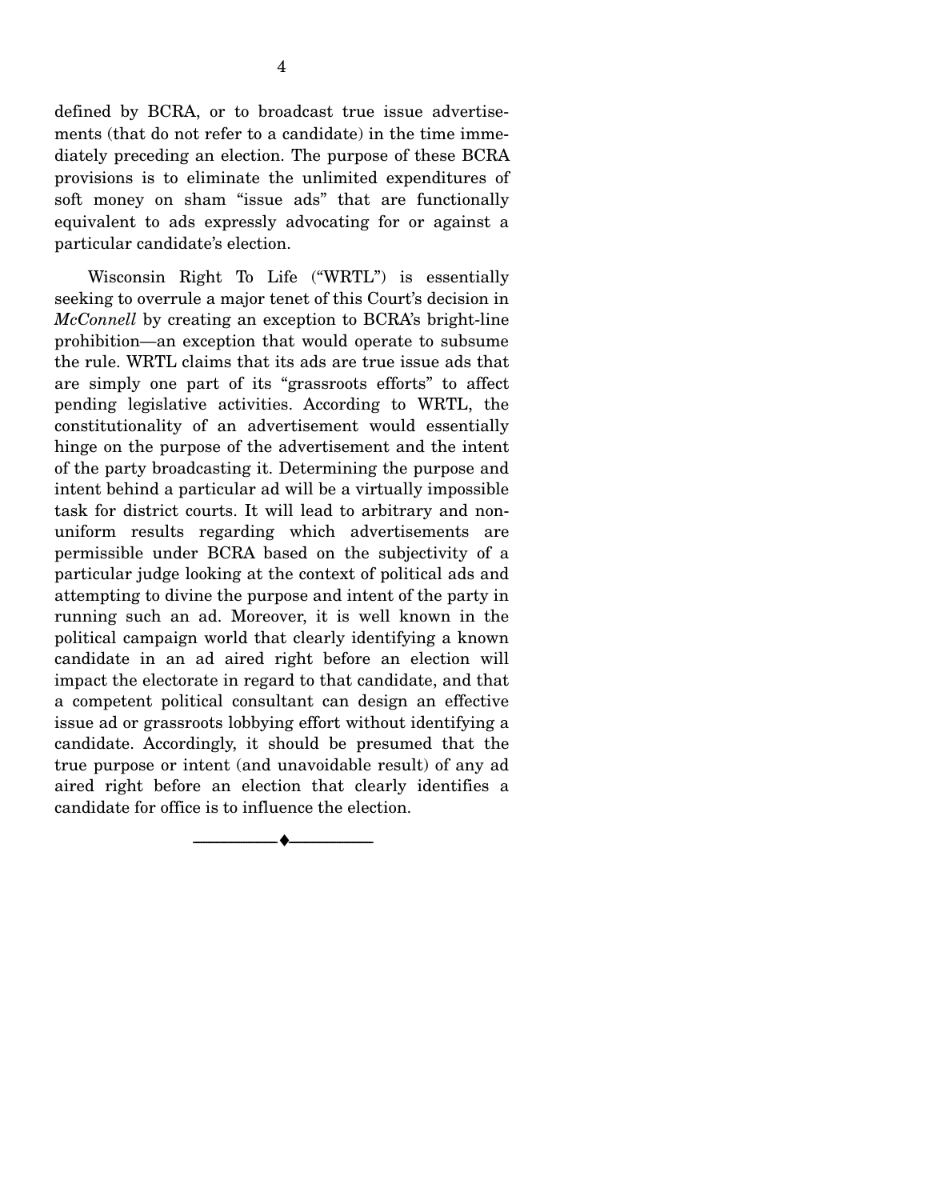defined by BCRA, or to broadcast true issue advertisements (that do not refer to a candidate) in the time immediately preceding an election. The purpose of these BCRA provisions is to eliminate the unlimited expenditures of soft money on sham "issue ads" that are functionally equivalent to ads expressly advocating for or against a particular candidate's election.

Wisconsin Right To Life ("WRTL") is essentially seeking to overrule a major tenet of this Court's decision in *McConnell* by creating an exception to BCRA's bright-line prohibition—an exception that would operate to subsume the rule. WRTL claims that its ads are true issue ads that are simply one part of its "grassroots efforts" to affect pending legislative activities. According to WRTL, the constitutionality of an advertisement would essentially hinge on the purpose of the advertisement and the intent of the party broadcasting it. Determining the purpose and intent behind a particular ad will be a virtually impossible task for district courts. It will lead to arbitrary and non-uniform results regarding which advertisements are permissible under BCRA based on the subjectivity of a particular judge looking at the context of political ads and attempting to divine the purpose and intent of the party in running such an ad. Moreover, it is well known in the political campaign world that clearly identifying a known candidate in an ad aired right before an election will impact the electorate in regard to that candidate, and that a competent political consultant can design an effective issue ad or grassroots lobbying effort without identifying a candidate. Accordingly, it should be presumed that the true purpose or intent (and unavoidable result) of any ad aired right before an election that clearly identifies a candidate for office is to influence the election.

---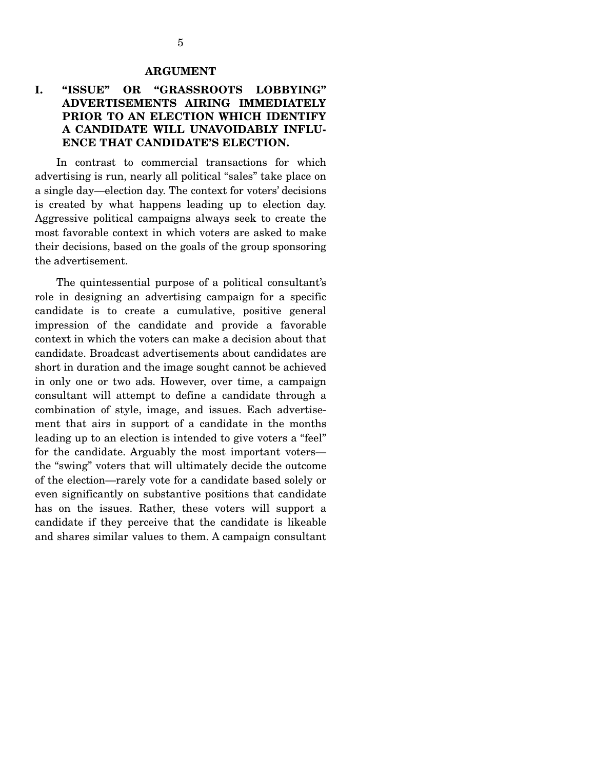## ARGUMENT

### I. "ISSUE" OR "GRASSROOTS LOBBYING" ADVERTISEMENTS AIRING IMMEDIATELY PRIOR TO AN ELECTION WHICH IDENTIFY A CANDIDATE WILL UNAVOIDABLY INFLUENCE THAT CANDIDATE'S ELECTION.

In contrast to commercial transactions for which advertising is run, nearly all political "sales" take place on a single day—election day. The context for voters' decisions is created by what happens leading up to election day. Aggressive political campaigns always seek to create the most favorable context in which voters are asked to make their decisions, based on the goals of the group sponsoring the advertisement.

The quintessential purpose of a political consultant's role in designing an advertising campaign for a specific candidate is to create a cumulative, positive general impression of the candidate and provide a favorable context in which the voters can make a decision about that candidate. Broadcast advertisements about candidates are short in duration and the image sought cannot be achieved in only one or two ads. However, over time, a campaign consultant will attempt to define a candidate through a combination of style, image, and issues. Each advertisement that airs in support of a candidate in the months leading up to an election is intended to give voters a "feel" for the candidate. Arguably the most important voters—the "swing" voters that will ultimately decide the outcome of the election—rarely vote for a candidate based solely or even significantly on substantive positions that candidate has on the issues. Rather, these voters will support a candidate if they perceive that the candidate is likeable and shares similar values to them. A campaign consultant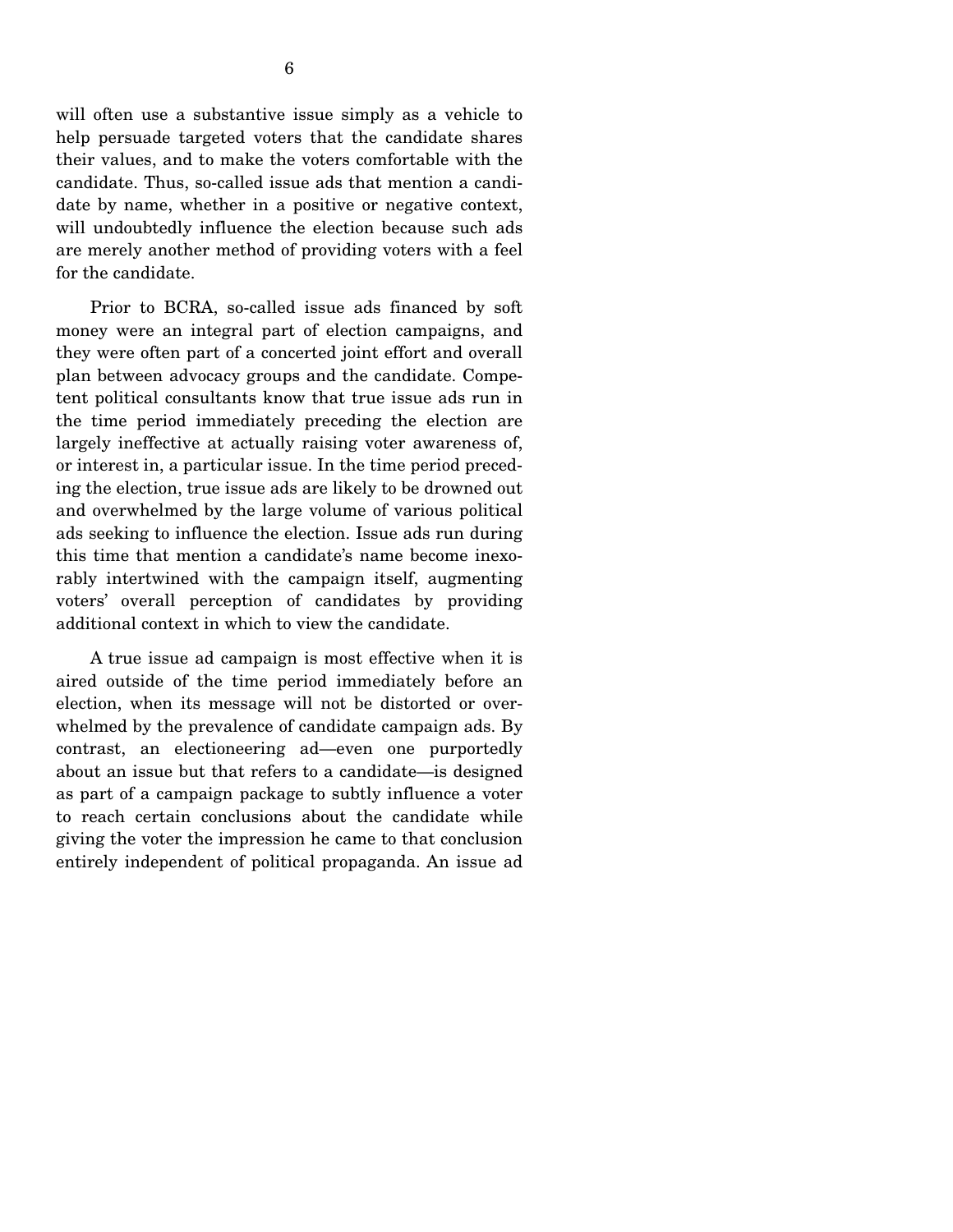will often use a substantive issue simply as a vehicle to help persuade targeted voters that the candidate shares their values, and to make the voters comfortable with the candidate. Thus, so-called issue ads that mention a candidate by name, whether in a positive or negative context, will undoubtedly influence the election because such ads are merely another method of providing voters with a feel for the candidate.

Prior to BCRA, so-called issue ads financed by soft money were an integral part of election campaigns, and they were often part of a concerted joint effort and overall plan between advocacy groups and the candidate. Competent political consultants know that true issue ads run in the time period immediately preceding the election are largely ineffective at actually raising voter awareness of, or interest in, a particular issue. In the time period preceding the election, true issue ads are likely to be drowned out and overwhelmed by the large volume of various political ads seeking to influence the election. Issue ads run during this time that mention a candidate's name become inexorably intertwined with the campaign itself, augmenting voters' overall perception of candidates by providing additional context in which to view the candidate.

A true issue ad campaign is most effective when it is aired outside of the time period immediately before an election, when its message will not be distorted or overwhelmed by the prevalence of candidate campaign ads. By contrast, an electioneering ad—even one purportedly about an issue but that refers to a candidate—is designed as part of a campaign package to subtly influence a voter to reach certain conclusions about the candidate while giving the voter the impression he came to that conclusion entirely independent of political propaganda. An issue ad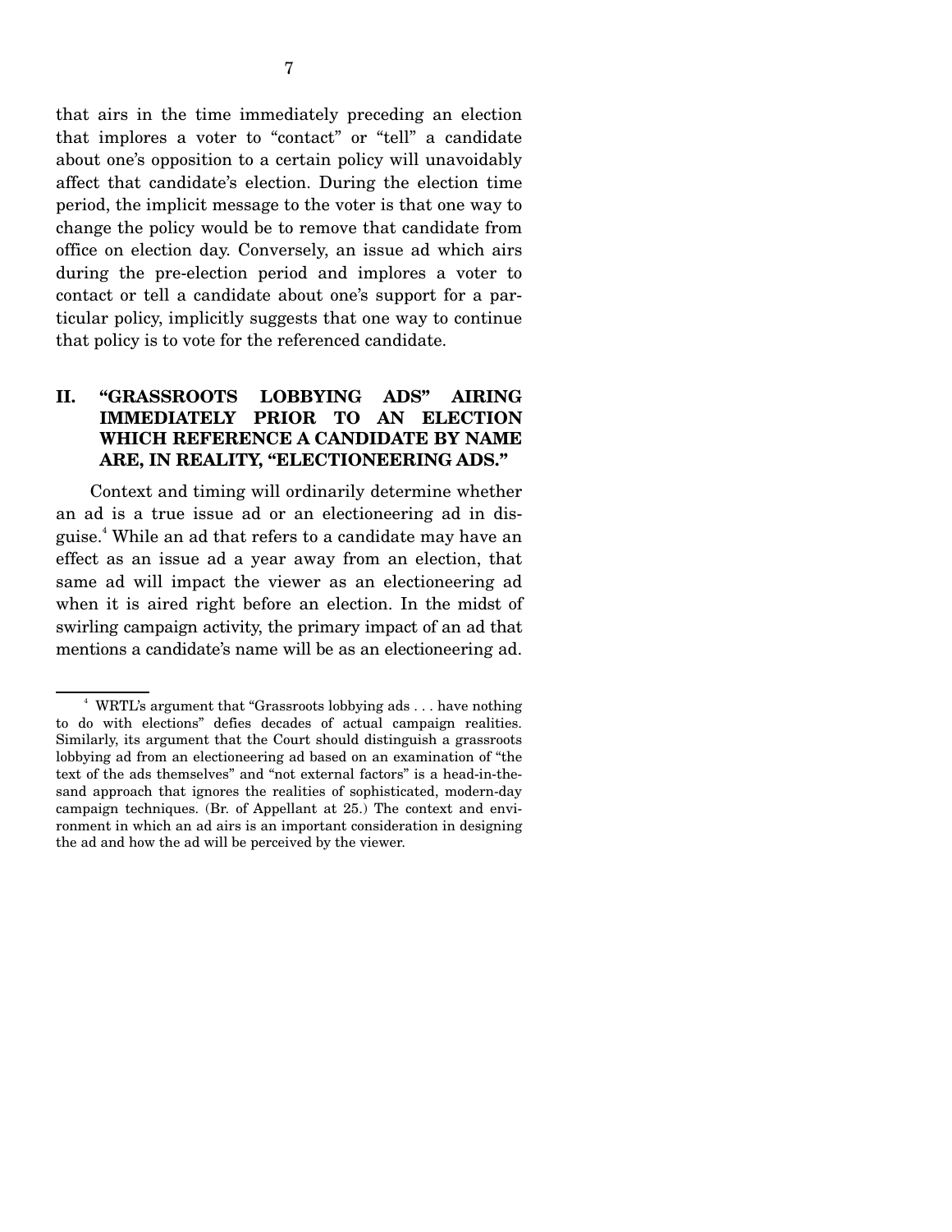that airs in the time immediately preceding an election that implores a voter to "contact" or "tell" a candidate about one's opposition to a certain policy will unavoidably affect that candidate's election. During the election time period, the implicit message to the voter is that one way to change the policy would be to remove that candidate from office on election day. Conversely, an issue ad which airs during the pre-election period and implores a voter to contact or tell a candidate about one's support for a particular policy, implicitly suggests that one way to continue that policy is to vote for the referenced candidate.

## II. "GRASSROOTS LOBBYING ADS" AIRING IMMEDIATELY PRIOR TO AN ELECTION WHICH REFERENCE A CANDIDATE BY NAME ARE, IN REALITY, "ELECTIONEERING ADS."

Context and timing will ordinarily determine whether an ad is a true issue ad or an electioneering ad in disguise.[4] While an ad that refers to a candidate may have an effect as an issue ad a year away from an election, that same ad will impact the viewer as an electioneering ad when it is aired right before an election. In the midst of swirling campaign activity, the primary impact of an ad that mentions a candidate's name will be as an electioneering ad.

---

[4] WRTL's argument that "Grassroots lobbying ads . . . have nothing to do with elections" defies decades of actual campaign realities. Similarly, its argument that the Court should distinguish a grassroots lobbying ad from an electioneering ad based on an examination of "the text of the ads themselves" and "not external factors" is a head-in-the-sand approach that ignores the realities of sophisticated, modern-day campaign techniques. (Br. of Appellant at 25.) The context and environment in which an ad airs is an important consideration in designing the ad and how the ad will be perceived by the viewer.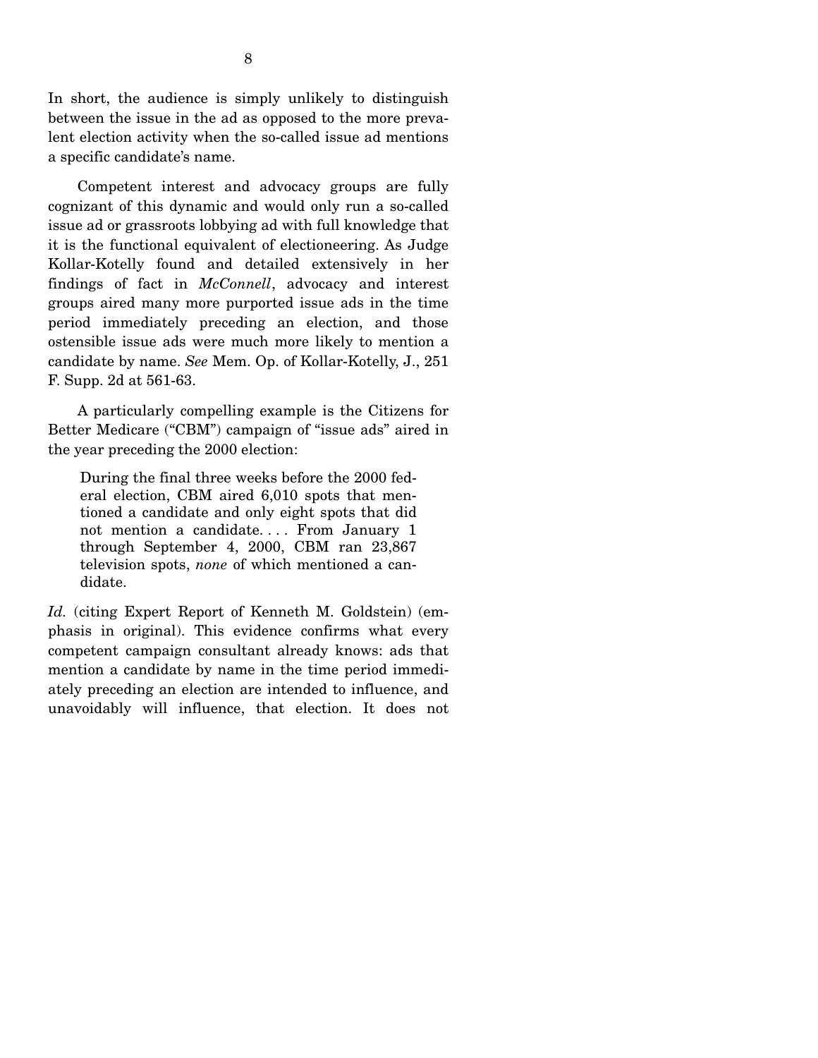In short, the audience is simply unlikely to distinguish between the issue in the ad as opposed to the more prevalent election activity when the so-called issue ad mentions a specific candidate's name.

Competent interest and advocacy groups are fully cognizant of this dynamic and would only run a so-called issue ad or grassroots lobbying ad with full knowledge that it is the functional equivalent of electioneering. As Judge Kollar-Kotelly found and detailed extensively in her findings of fact in *McConnell*, advocacy and interest groups aired many more purported issue ads in the time period immediately preceding an election, and those ostensible issue ads were much more likely to mention a candidate by name. *See* Mem. Op. of Kollar-Kotelly, J., 251 F. Supp. 2d at 561-63.

A particularly compelling example is the Citizens for Better Medicare ("CBM") campaign of "issue ads" aired in the year preceding the 2000 election:

> During the final three weeks before the 2000 federal election, CBM aired 6,010 spots that mentioned a candidate and only eight spots that did not mention a candidate. . . . From January 1 through September 4, 2000, CBM ran 23,867 television spots, *none* of which mentioned a candidate.

*Id.* (citing Expert Report of Kenneth M. Goldstein) (emphasis in original). This evidence confirms what every competent campaign consultant already knows: ads that mention a candidate by name in the time period immediately preceding an election are intended to influence, and unavoidably will influence, that election. It does not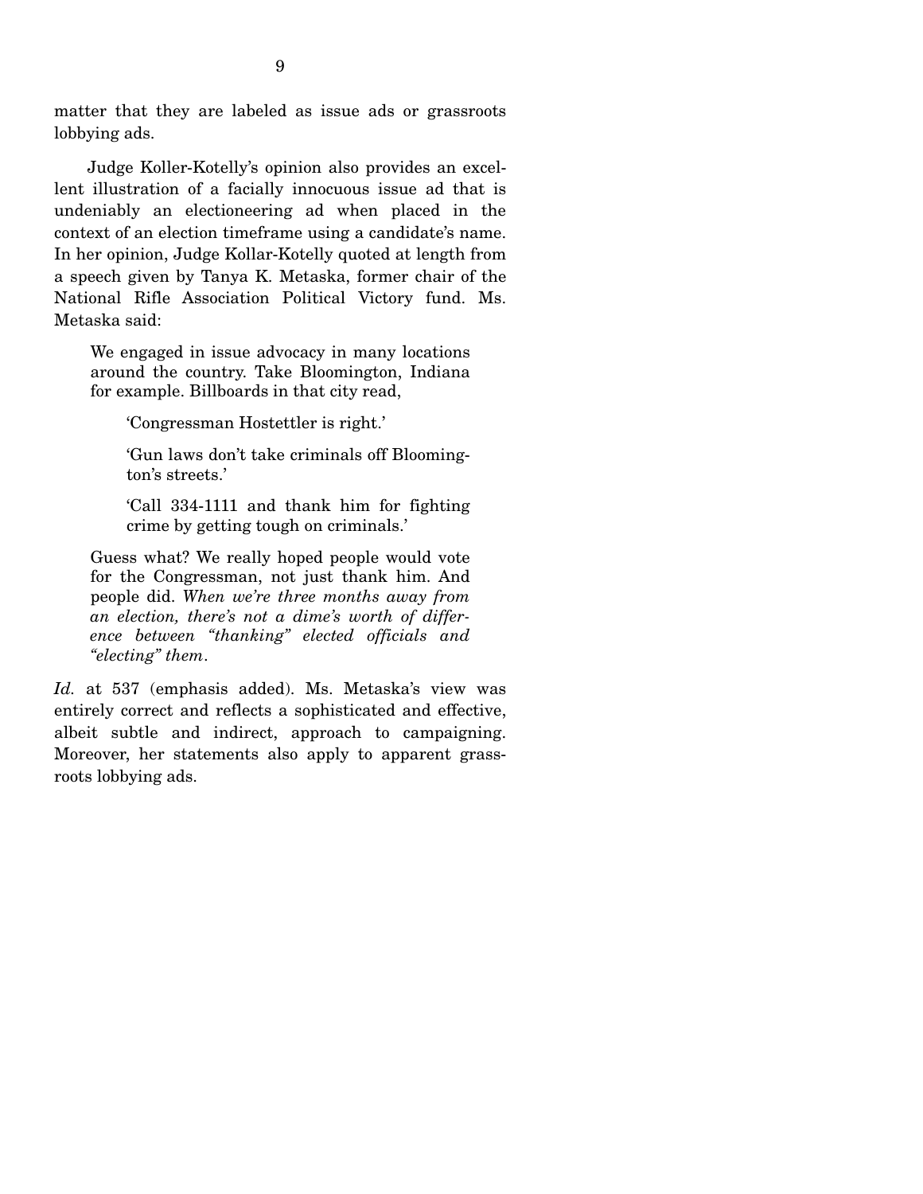matter that they are labeled as issue ads or grassroots lobbying ads.

Judge Koller-Kotelly's opinion also provides an excellent illustration of a facially innocuous issue ad that is undeniably an electioneering ad when placed in the context of an election timeframe using a candidate's name. In her opinion, Judge Kollar-Kotelly quoted at length from a speech given by Tanya K. Metaska, former chair of the National Rifle Association Political Victory fund. Ms. Metaska said:

> We engaged in issue advocacy in many locations around the country. Take Bloomington, Indiana for example. Billboards in that city read,
>
> > 'Congressman Hostettler is right.'
> >
> > 'Gun laws don't take criminals off Bloomington's streets.'
> >
> > 'Call 334-1111 and thank him for fighting crime by getting tough on criminals.'
>
> Guess what? We really hoped people would vote for the Congressman, not just thank him. And people did. *When we're three months away from an election, there's not a dime's worth of difference between "thanking" elected officials and "electing" them*.

*Id.* at 537 (emphasis added). Ms. Metaska's view was entirely correct and reflects a sophisticated and effective, albeit subtle and indirect, approach to campaigning. Moreover, her statements also apply to apparent grassroots lobbying ads.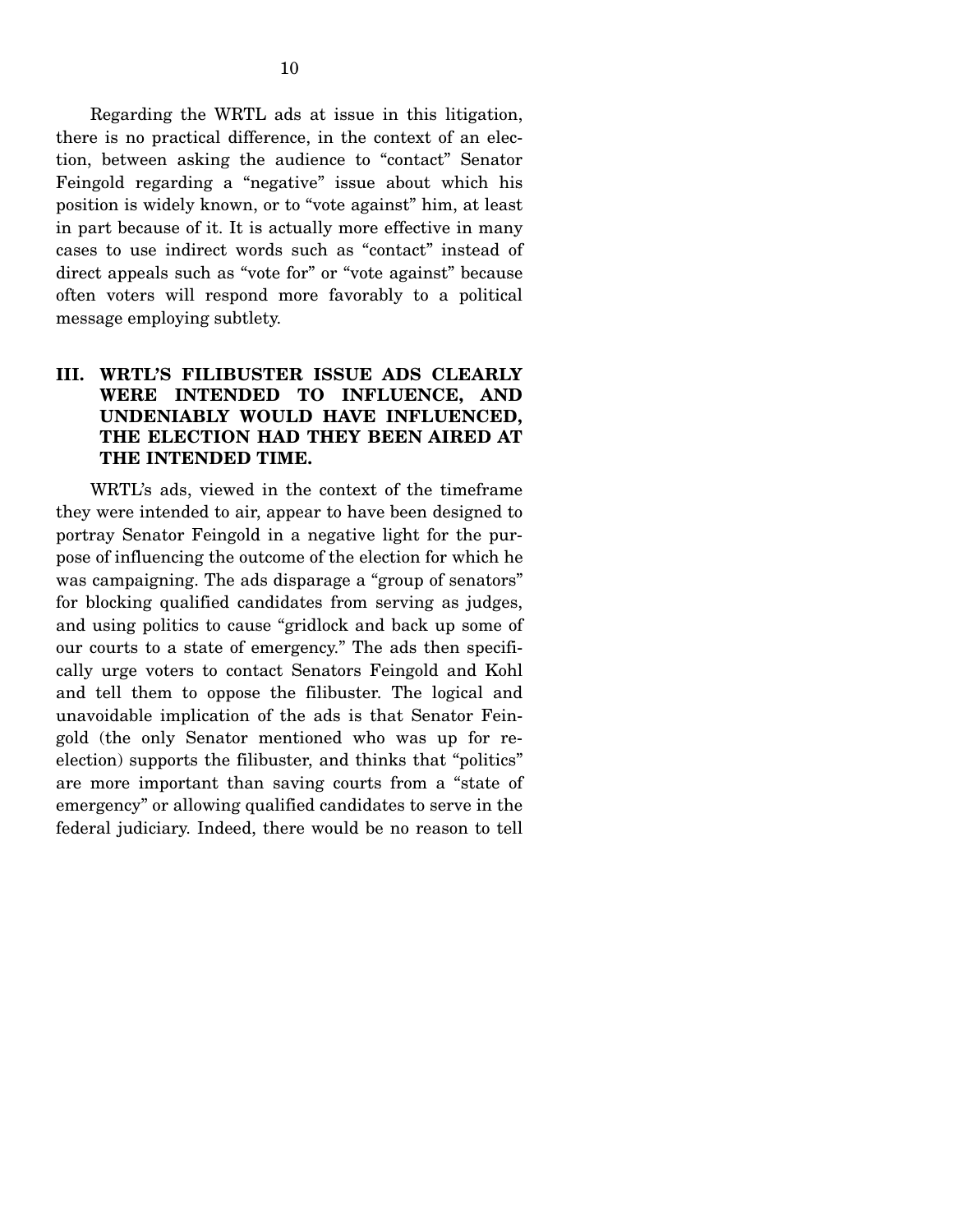Regarding the WRTL ads at issue in this litigation, there is no practical difference, in the context of an election, between asking the audience to "contact" Senator Feingold regarding a "negative" issue about which his position is widely known, or to "vote against" him, at least in part because of it. It is actually more effective in many cases to use indirect words such as "contact" instead of direct appeals such as "vote for" or "vote against" because often voters will respond more favorably to a political message employing subtlety.

## III. WRTL'S FILIBUSTER ISSUE ADS CLEARLY WERE INTENDED TO INFLUENCE, AND UNDENIABLY WOULD HAVE INFLUENCED, THE ELECTION HAD THEY BEEN AIRED AT THE INTENDED TIME.

WRTL's ads, viewed in the context of the timeframe they were intended to air, appear to have been designed to portray Senator Feingold in a negative light for the purpose of influencing the outcome of the election for which he was campaigning. The ads disparage a "group of senators" for blocking qualified candidates from serving as judges, and using politics to cause "gridlock and back up some of our courts to a state of emergency." The ads then specifically urge voters to contact Senators Feingold and Kohl and tell them to oppose the filibuster. The logical and unavoidable implication of the ads is that Senator Feingold (the only Senator mentioned who was up for reelection) supports the filibuster, and thinks that "politics" are more important than saving courts from a "state of emergency" or allowing qualified candidates to serve in the federal judiciary. Indeed, there would be no reason to tell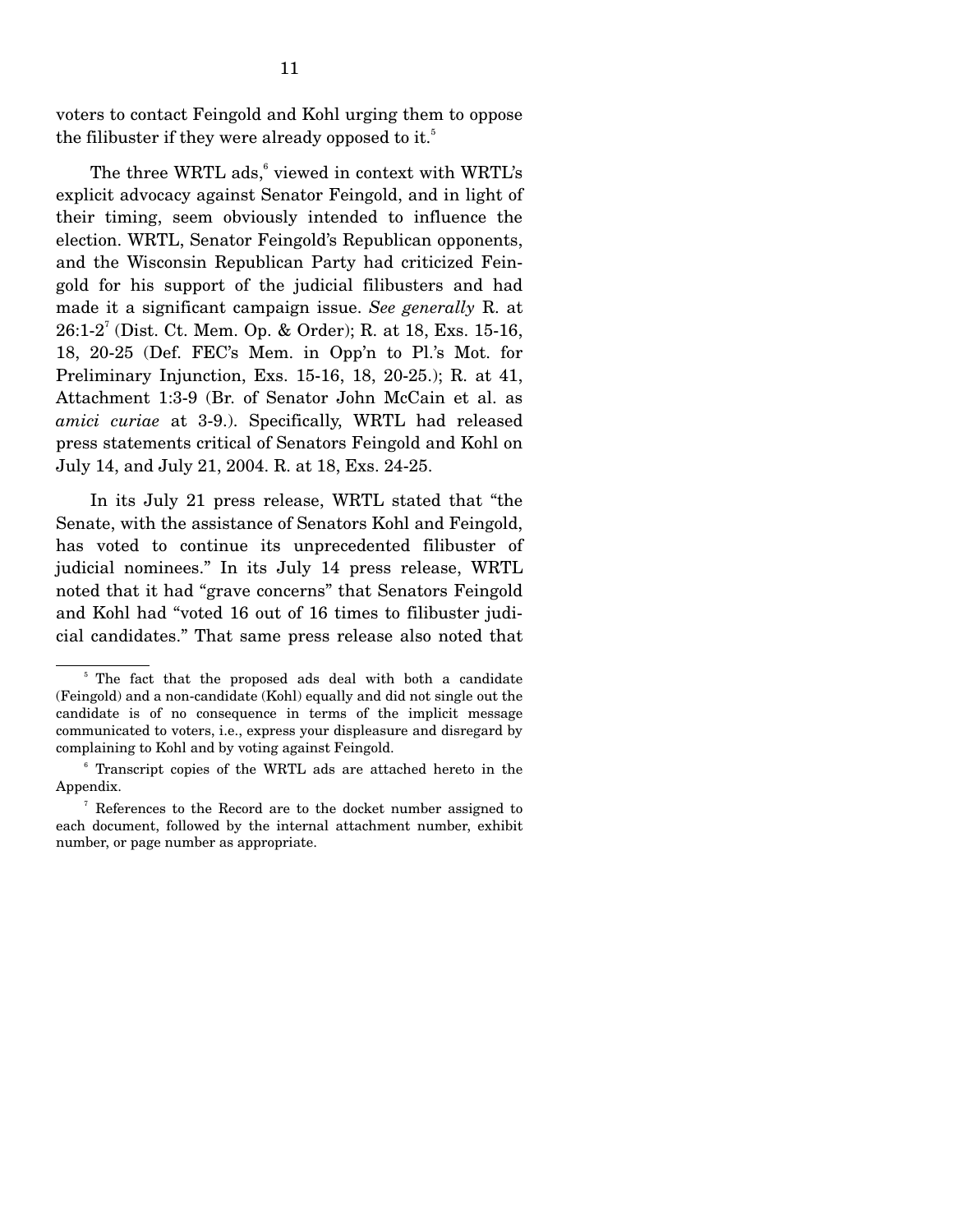voters to contact Feingold and Kohl urging them to oppose the filibuster if they were already opposed to it.[5]

The three WRTL ads,[6] viewed in context with WRTL's explicit advocacy against Senator Feingold, and in light of their timing, seem obviously intended to influence the election. WRTL, Senator Feingold's Republican opponents, and the Wisconsin Republican Party had criticized Feingold for his support of the judicial filibusters and had made it a significant campaign issue. *See generally* R. at 26:1-2[7] (Dist. Ct. Mem. Op. & Order); R. at 18, Exs. 15-16, 18, 20-25 (Def. FEC's Mem. in Opp'n to Pl.'s Mot. for Preliminary Injunction, Exs. 15-16, 18, 20-25.); R. at 41, Attachment 1:3-9 (Br. of Senator John McCain et al. as *amici curiae* at 3-9.). Specifically, WRTL had released press statements critical of Senators Feingold and Kohl on July 14, and July 21, 2004. R. at 18, Exs. 24-25.

In its July 21 press release, WRTL stated that "the Senate, with the assistance of Senators Kohl and Feingold, has voted to continue its unprecedented filibuster of judicial nominees." In its July 14 press release, WRTL noted that it had "grave concerns" that Senators Feingold and Kohl had "voted 16 out of 16 times to filibuster judicial candidates." That same press release also noted that

---

[5] The fact that the proposed ads deal with both a candidate (Feingold) and a non-candidate (Kohl) equally and did not single out the candidate is of no consequence in terms of the implicit message communicated to voters, i.e., express your displeasure and disregard by complaining to Kohl and by voting against Feingold.

[6] Transcript copies of the WRTL ads are attached hereto in the Appendix.

[7] References to the Record are to the docket number assigned to each document, followed by the internal attachment number, exhibit number, or page number as appropriate.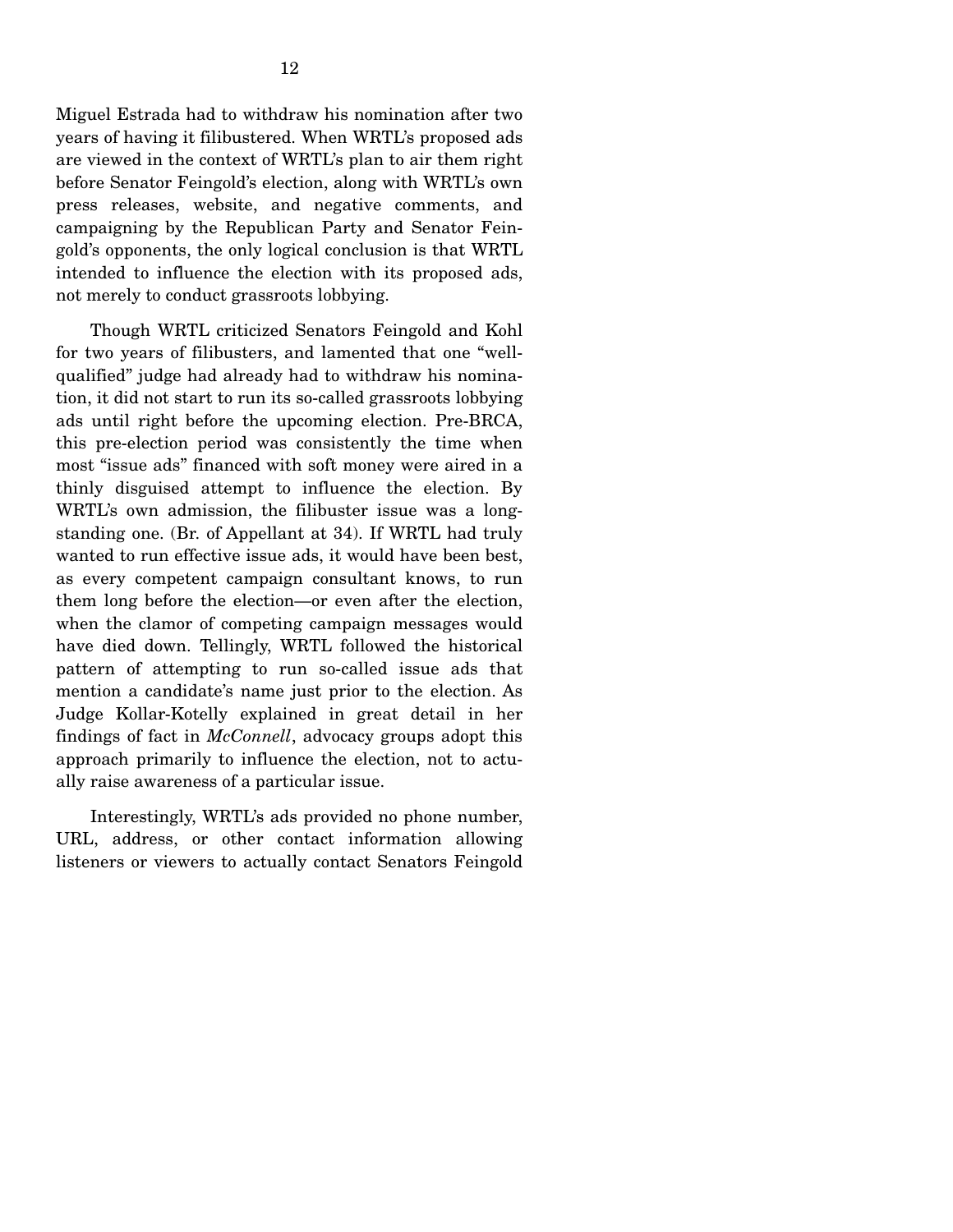Miguel Estrada had to withdraw his nomination after two years of having it filibustered. When WRTL's proposed ads are viewed in the context of WRTL's plan to air them right before Senator Feingold's election, along with WRTL's own press releases, website, and negative comments, and campaigning by the Republican Party and Senator Feingold's opponents, the only logical conclusion is that WRTL intended to influence the election with its proposed ads, not merely to conduct grassroots lobbying.

Though WRTL criticized Senators Feingold and Kohl for two years of filibusters, and lamented that one "well-qualified" judge had already had to withdraw his nomination, it did not start to run its so-called grassroots lobbying ads until right before the upcoming election. Pre-BRCA, this pre-election period was consistently the time when most "issue ads" financed with soft money were aired in a thinly disguised attempt to influence the election. By WRTL's own admission, the filibuster issue was a longstanding one. (Br. of Appellant at 34). If WRTL had truly wanted to run effective issue ads, it would have been best, as every competent campaign consultant knows, to run them long before the election—or even after the election, when the clamor of competing campaign messages would have died down. Tellingly, WRTL followed the historical pattern of attempting to run so-called issue ads that mention a candidate's name just prior to the election. As Judge Kollar-Kotelly explained in great detail in her findings of fact in *McConnell*, advocacy groups adopt this approach primarily to influence the election, not to actually raise awareness of a particular issue.

Interestingly, WRTL's ads provided no phone number, URL, address, or other contact information allowing listeners or viewers to actually contact Senators Feingold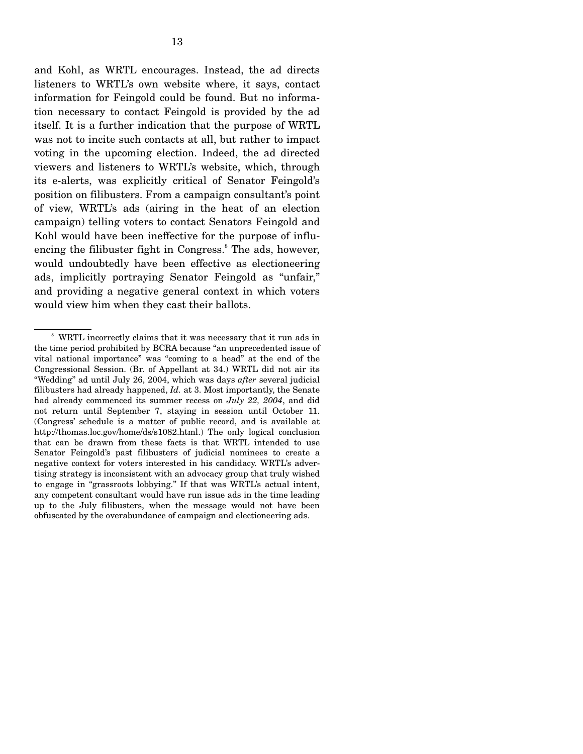and Kohl, as WRTL encourages. Instead, the ad directs listeners to WRTL's own website where, it says, contact information for Feingold could be found. But no information necessary to contact Feingold is provided by the ad itself. It is a further indication that the purpose of WRTL was not to incite such contacts at all, but rather to impact voting in the upcoming election. Indeed, the ad directed viewers and listeners to WRTL's website, which, through its e-alerts, was explicitly critical of Senator Feingold's position on filibusters. From a campaign consultant's point of view, WRTL's ads (airing in the heat of an election campaign) telling voters to contact Senators Feingold and Kohl would have been ineffective for the purpose of influencing the filibuster fight in Congress.[8] The ads, however, would undoubtedly have been effective as electioneering ads, implicitly portraying Senator Feingold as "unfair," and providing a negative general context in which voters would view him when they cast their ballots.

---

[8] WRTL incorrectly claims that it was necessary that it run ads in the time period prohibited by BCRA because "an unprecedented issue of vital national importance" was "coming to a head" at the end of the Congressional Session. (Br. of Appellant at 34.) WRTL did not air its "Wedding" ad until July 26, 2004, which was days *after* several judicial filibusters had already happened, *Id.* at 3. Most importantly, the Senate had already commenced its summer recess on *July 22, 2004*, and did not return until September 7, staying in session until October 11. (Congress' schedule is a matter of public record, and is available at http://thomas.loc.gov/home/ds/s1082.html.) The only logical conclusion that can be drawn from these facts is that WRTL intended to use Senator Feingold's past filibusters of judicial nominees to create a negative context for voters interested in his candidacy. WRTL's advertising strategy is inconsistent with an advocacy group that truly wished to engage in "grassroots lobbying." If that was WRTL's actual intent, any competent consultant would have run issue ads in the time leading up to the July filibusters, when the message would not have been obfuscated by the overabundance of campaign and electioneering ads.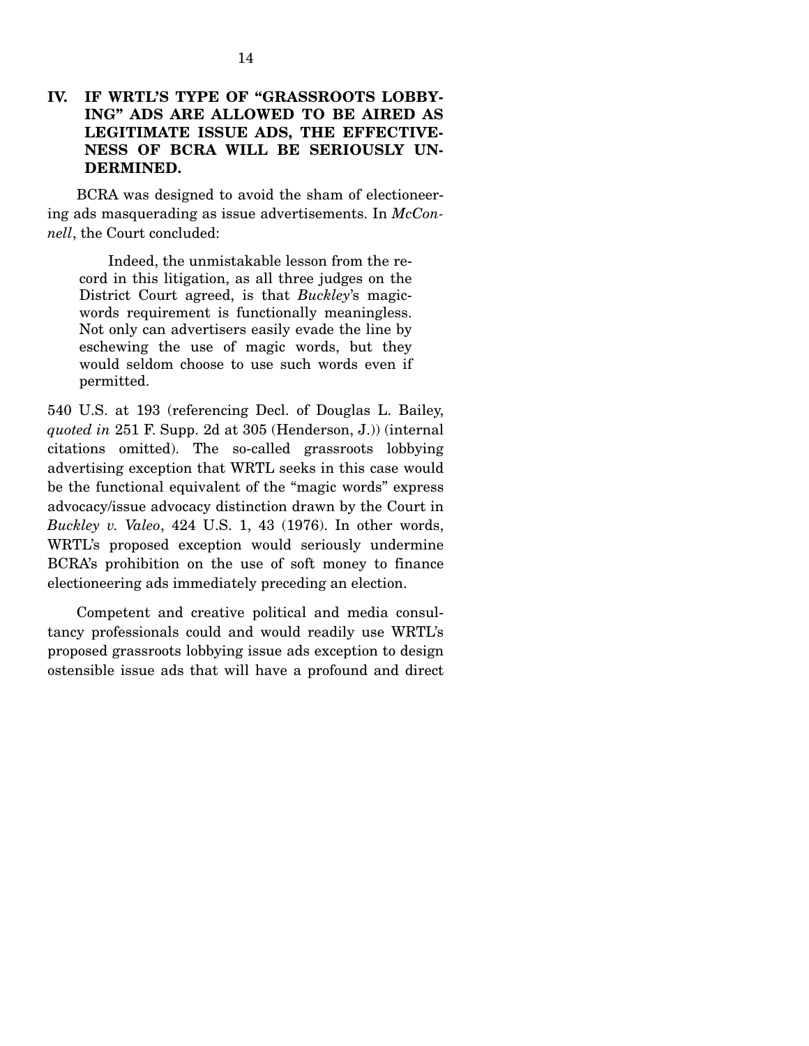## IV. IF WRTL'S TYPE OF "GRASSROOTS LOBBYING" ADS ARE ALLOWED TO BE AIRED AS LEGITIMATE ISSUE ADS, THE EFFECTIVENESS OF BCRA WILL BE SERIOUSLY UNDERMINED.

BCRA was designed to avoid the sham of electioneering ads masquerading as issue advertisements. In *McConnell*, the Court concluded:

> Indeed, the unmistakable lesson from the record in this litigation, as all three judges on the District Court agreed, is that *Buckley*'s magic-words requirement is functionally meaningless. Not only can advertisers easily evade the line by eschewing the use of magic words, but they would seldom choose to use such words even if permitted.

540 U.S. at 193 (referencing Decl. of Douglas L. Bailey, *quoted in* 251 F. Supp. 2d at 305 (Henderson, J.)) (internal citations omitted). The so-called grassroots lobbying advertising exception that WRTL seeks in this case would be the functional equivalent of the "magic words" express advocacy/issue advocacy distinction drawn by the Court in *Buckley v. Valeo*, 424 U.S. 1, 43 (1976). In other words, WRTL's proposed exception would seriously undermine BCRA's prohibition on the use of soft money to finance electioneering ads immediately preceding an election.

Competent and creative political and media consultancy professionals could and would readily use WRTL's proposed grassroots lobbying issue ads exception to design ostensible issue ads that will have a profound and direct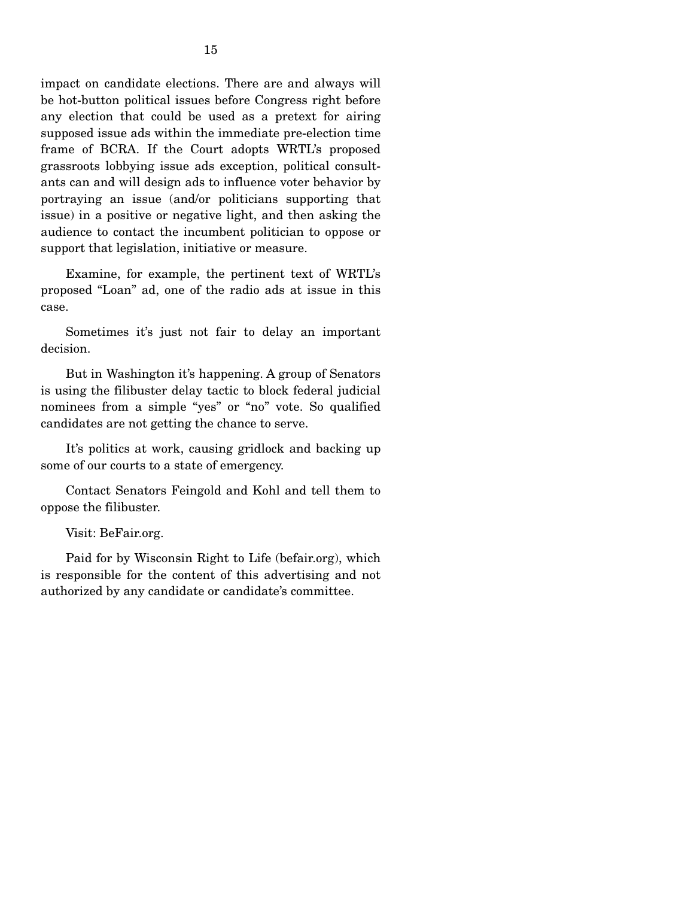impact on candidate elections. There are and always will be hot-button political issues before Congress right before any election that could be used as a pretext for airing supposed issue ads within the immediate pre-election time frame of BCRA. If the Court adopts WRTL's proposed grassroots lobbying issue ads exception, political consultants can and will design ads to influence voter behavior by portraying an issue (and/or politicians supporting that issue) in a positive or negative light, and then asking the audience to contact the incumbent politician to oppose or support that legislation, initiative or measure.

Examine, for example, the pertinent text of WRTL's proposed "Loan" ad, one of the radio ads at issue in this case.

Sometimes it's just not fair to delay an important decision.

But in Washington it's happening. A group of Senators is using the filibuster delay tactic to block federal judicial nominees from a simple "yes" or "no" vote. So qualified candidates are not getting the chance to serve.

It's politics at work, causing gridlock and backing up some of our courts to a state of emergency.

Contact Senators Feingold and Kohl and tell them to oppose the filibuster.

Visit: BeFair.org.

Paid for by Wisconsin Right to Life (befair.org), which is responsible for the content of this advertising and not authorized by any candidate or candidate's committee.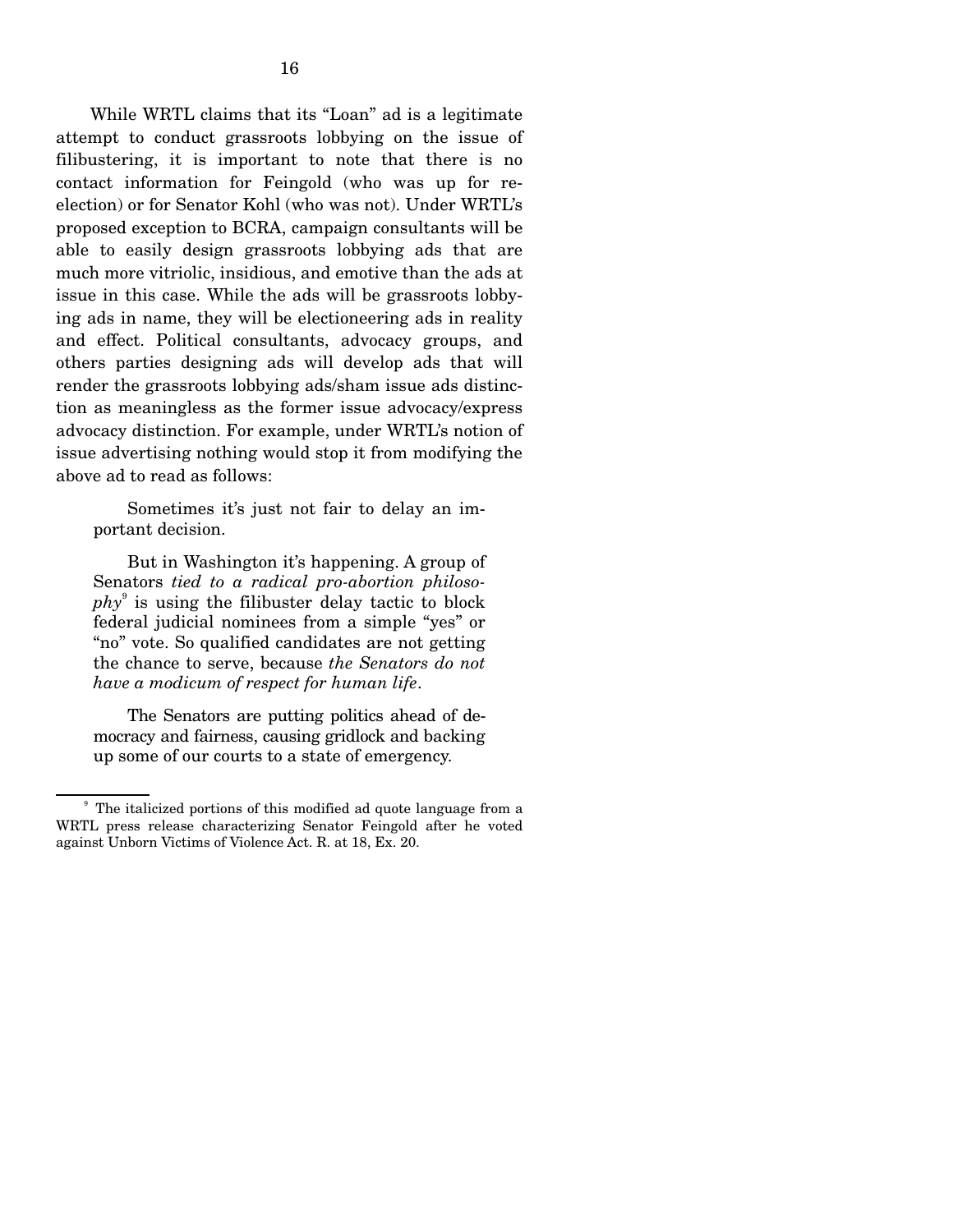While WRTL claims that its "Loan" ad is a legitimate attempt to conduct grassroots lobbying on the issue of filibustering, it is important to note that there is no contact information for Feingold (who was up for re-election) or for Senator Kohl (who was not). Under WRTL's proposed exception to BCRA, campaign consultants will be able to easily design grassroots lobbying ads that are much more vitriolic, insidious, and emotive than the ads at issue in this case. While the ads will be grassroots lobbying ads in name, they will be electioneering ads in reality and effect. Political consultants, advocacy groups, and others parties designing ads will develop ads that will render the grassroots lobbying ads/sham issue ads distinction as meaningless as the former issue advocacy/express advocacy distinction. For example, under WRTL's notion of issue advertising nothing would stop it from modifying the above ad to read as follows:

> Sometimes it's just not fair to delay an important decision.
>
> But in Washington it's happening. A group of Senators *tied to a radical pro-abortion philosophy*[9] is using the filibuster delay tactic to block federal judicial nominees from a simple "yes" or "no" vote. So qualified candidates are not getting the chance to serve, because *the Senators do not have a modicum of respect for human life*.
>
> The Senators are putting politics ahead of democracy and fairness, causing gridlock and backing up some of our courts to a state of emergency.

---

[9] The italicized portions of this modified ad quote language from a WRTL press release characterizing Senator Feingold after he voted against Unborn Victims of Violence Act. R. at 18, Ex. 20.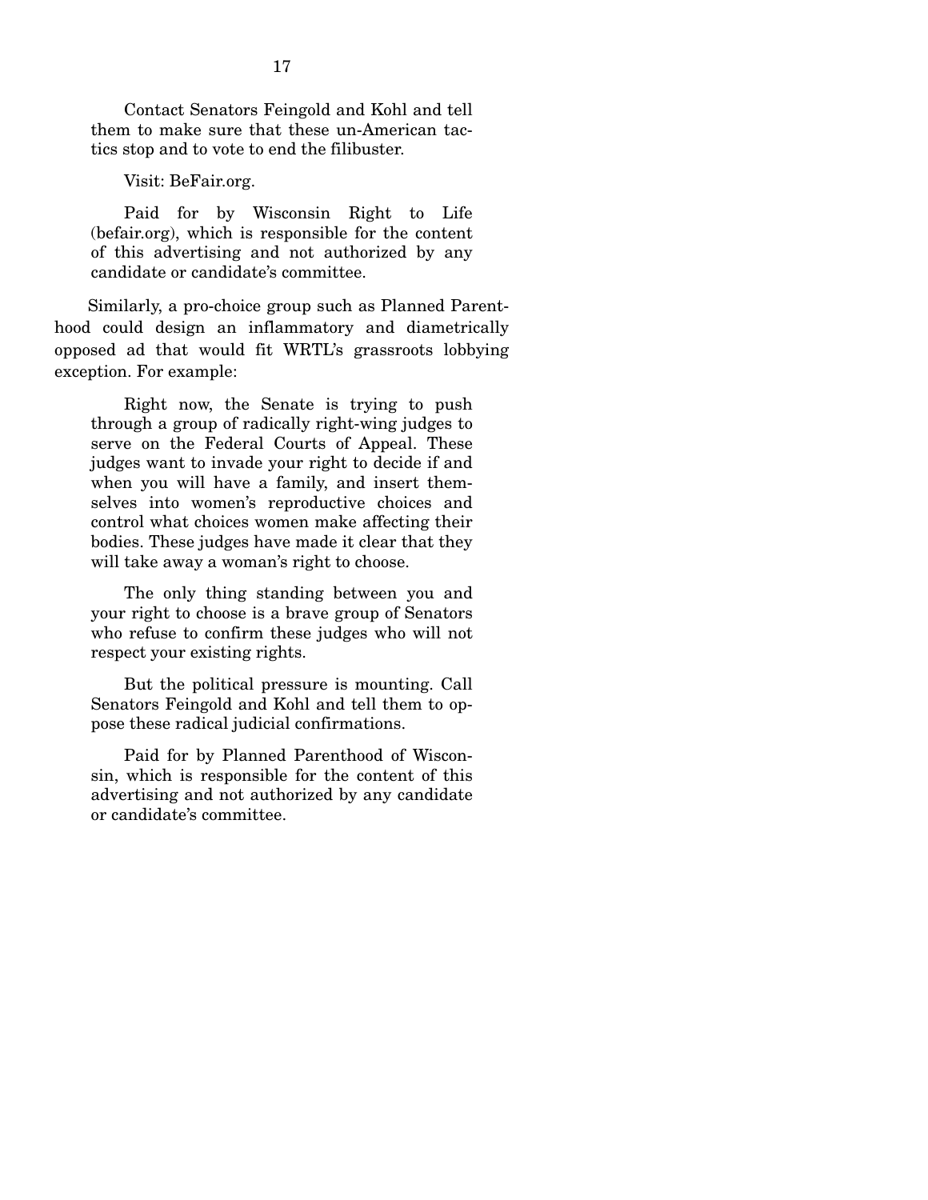Contact Senators Feingold and Kohl and tell them to make sure that these un-American tactics stop and to vote to end the filibuster.

Visit: BeFair.org.

Paid for by Wisconsin Right to Life (befair.org), which is responsible for the content of this advertising and not authorized by any candidate or candidate's committee.

Similarly, a pro-choice group such as Planned Parenthood could design an inflammatory and diametrically opposed ad that would fit WRTL's grassroots lobbying exception. For example:

> Right now, the Senate is trying to push through a group of radically right-wing judges to serve on the Federal Courts of Appeal. These judges want to invade your right to decide if and when you will have a family, and insert themselves into women's reproductive choices and control what choices women make affecting their bodies. These judges have made it clear that they will take away a woman's right to choose.
>
> The only thing standing between you and your right to choose is a brave group of Senators who refuse to confirm these judges who will not respect your existing rights.
>
> But the political pressure is mounting. Call Senators Feingold and Kohl and tell them to oppose these radical judicial confirmations.
>
> Paid for by Planned Parenthood of Wisconsin, which is responsible for the content of this advertising and not authorized by any candidate or candidate's committee.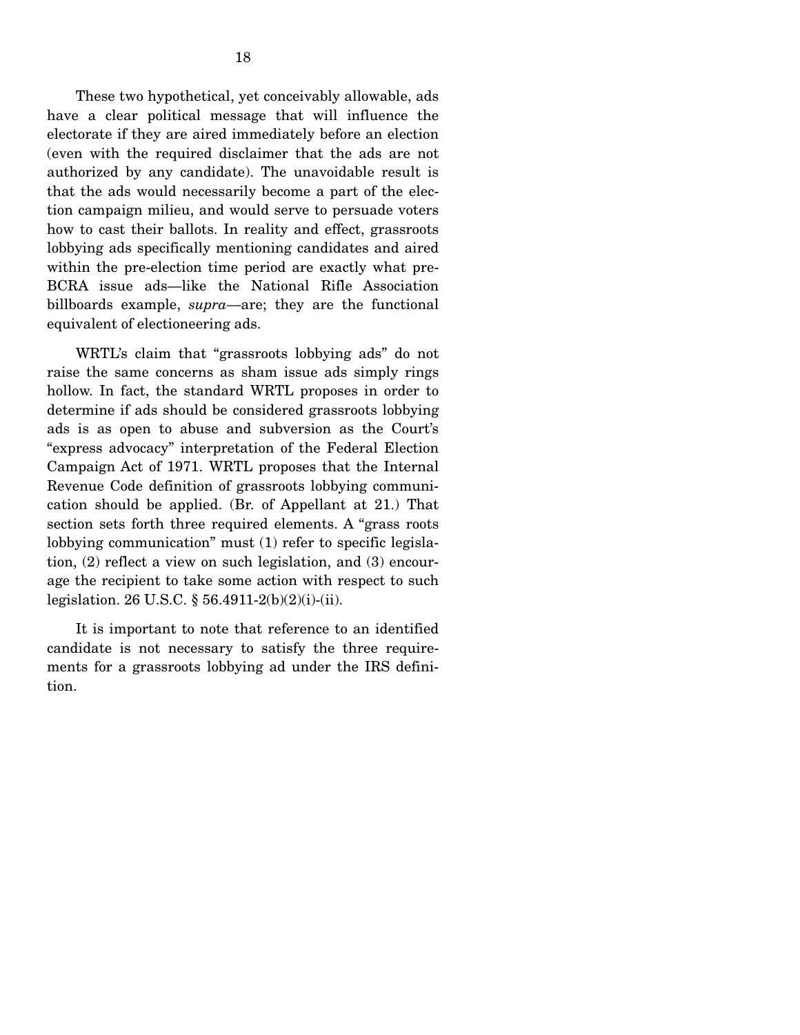These two hypothetical, yet conceivably allowable, ads have a clear political message that will influence the electorate if they are aired immediately before an election (even with the required disclaimer that the ads are not authorized by any candidate). The unavoidable result is that the ads would necessarily become a part of the election campaign milieu, and would serve to persuade voters how to cast their ballots. In reality and effect, grassroots lobbying ads specifically mentioning candidates and aired within the pre-election time period are exactly what pre-BCRA issue ads—like the National Rifle Association billboards example, *supra*—are; they are the functional equivalent of electioneering ads.

WRTL's claim that "grassroots lobbying ads" do not raise the same concerns as sham issue ads simply rings hollow. In fact, the standard WRTL proposes in order to determine if ads should be considered grassroots lobbying ads is as open to abuse and subversion as the Court's "express advocacy" interpretation of the Federal Election Campaign Act of 1971. WRTL proposes that the Internal Revenue Code definition of grassroots lobbying communication should be applied. (Br. of Appellant at 21.) That section sets forth three required elements. A "grass roots lobbying communication" must (1) refer to specific legislation, (2) reflect a view on such legislation, and (3) encourage the recipient to take some action with respect to such legislation. 26 U.S.C. § 56.4911-2(b)(2)(i)-(ii).

It is important to note that reference to an identified candidate is not necessary to satisfy the three requirements for a grassroots lobbying ad under the IRS definition.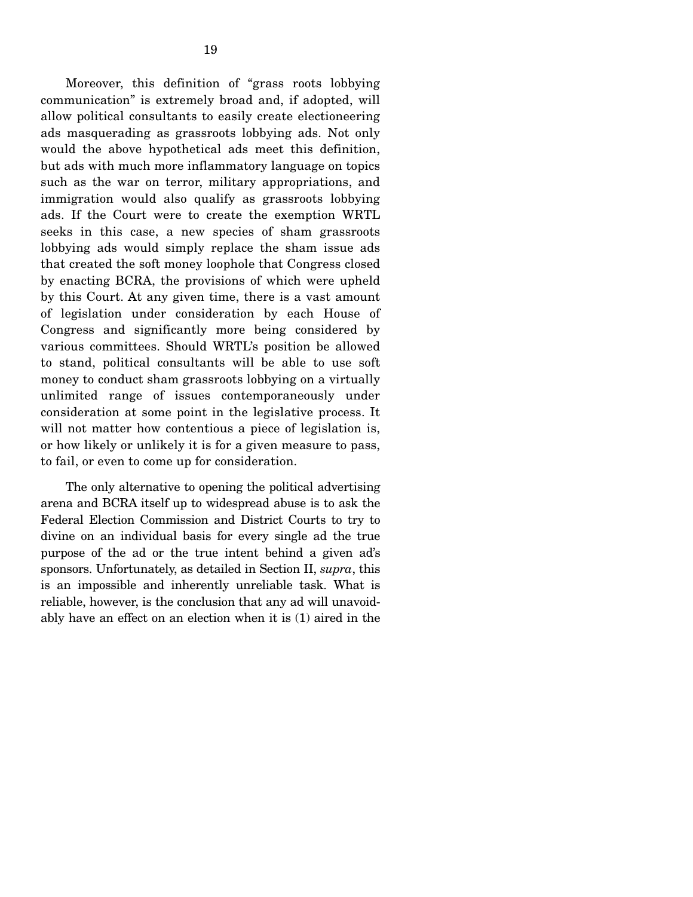Moreover, this definition of "grass roots lobbying communication" is extremely broad and, if adopted, will allow political consultants to easily create electioneering ads masquerading as grassroots lobbying ads. Not only would the above hypothetical ads meet this definition, but ads with much more inflammatory language on topics such as the war on terror, military appropriations, and immigration would also qualify as grassroots lobbying ads. If the Court were to create the exemption WRTL seeks in this case, a new species of sham grassroots lobbying ads would simply replace the sham issue ads that created the soft money loophole that Congress closed by enacting BCRA, the provisions of which were upheld by this Court. At any given time, there is a vast amount of legislation under consideration by each House of Congress and significantly more being considered by various committees. Should WRTL's position be allowed to stand, political consultants will be able to use soft money to conduct sham grassroots lobbying on a virtually unlimited range of issues contemporaneously under consideration at some point in the legislative process. It will not matter how contentious a piece of legislation is, or how likely or unlikely it is for a given measure to pass, to fail, or even to come up for consideration.

The only alternative to opening the political advertising arena and BCRA itself up to widespread abuse is to ask the Federal Election Commission and District Courts to try to divine on an individual basis for every single ad the true purpose of the ad or the true intent behind a given ad's sponsors. Unfortunately, as detailed in Section II, *supra*, this is an impossible and inherently unreliable task. What is reliable, however, is the conclusion that any ad will unavoidably have an effect on an election when it is (1) aired in the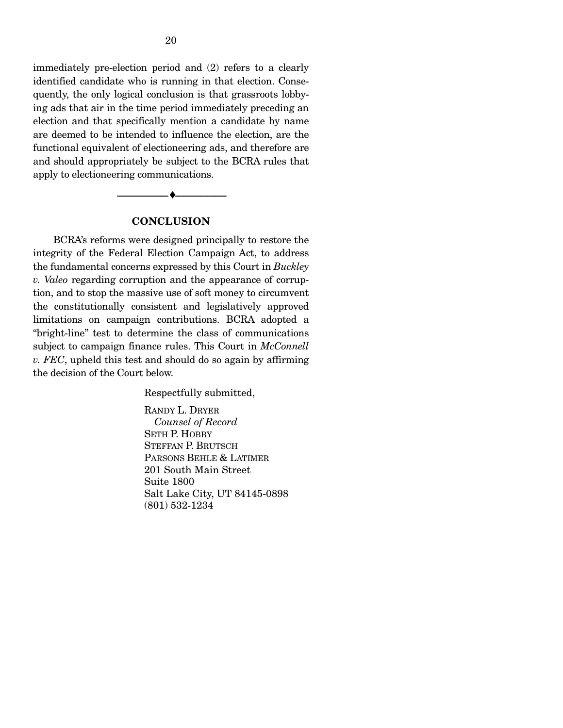immediately pre-election period and (2) refers to a clearly identified candidate who is running in that election. Consequently, the only logical conclusion is that grassroots lobbying ads that air in the time period immediately preceding an election and that specifically mention a candidate by name are deemed to be intended to influence the election, are the functional equivalent of electioneering ads, and therefore are and should appropriately be subject to the BCRA rules that apply to electioneering communications.

---

## CONCLUSION

BCRA's reforms were designed principally to restore the integrity of the Federal Election Campaign Act, to address the fundamental concerns expressed by this Court in *Buckley v. Valeo* regarding corruption and the appearance of corruption, and to stop the massive use of soft money to circumvent the constitutionally consistent and legislatively approved limitations on campaign contributions. BCRA adopted a "bright-line" test to determine the class of communications subject to campaign finance rules. This Court in *McConnell v. FEC*, upheld this test and should do so again by affirming the decision of the Court below.

Respectfully submitted,

RANDY L. DRYER
*Counsel of Record*
SETH P. HOBBY
STEFFAN P. BRUTSCH
PARSONS BEHLE & LATIMER
201 South Main Street
Suite 1800
Salt Lake City, UT 84145-0898
(801) 532-1234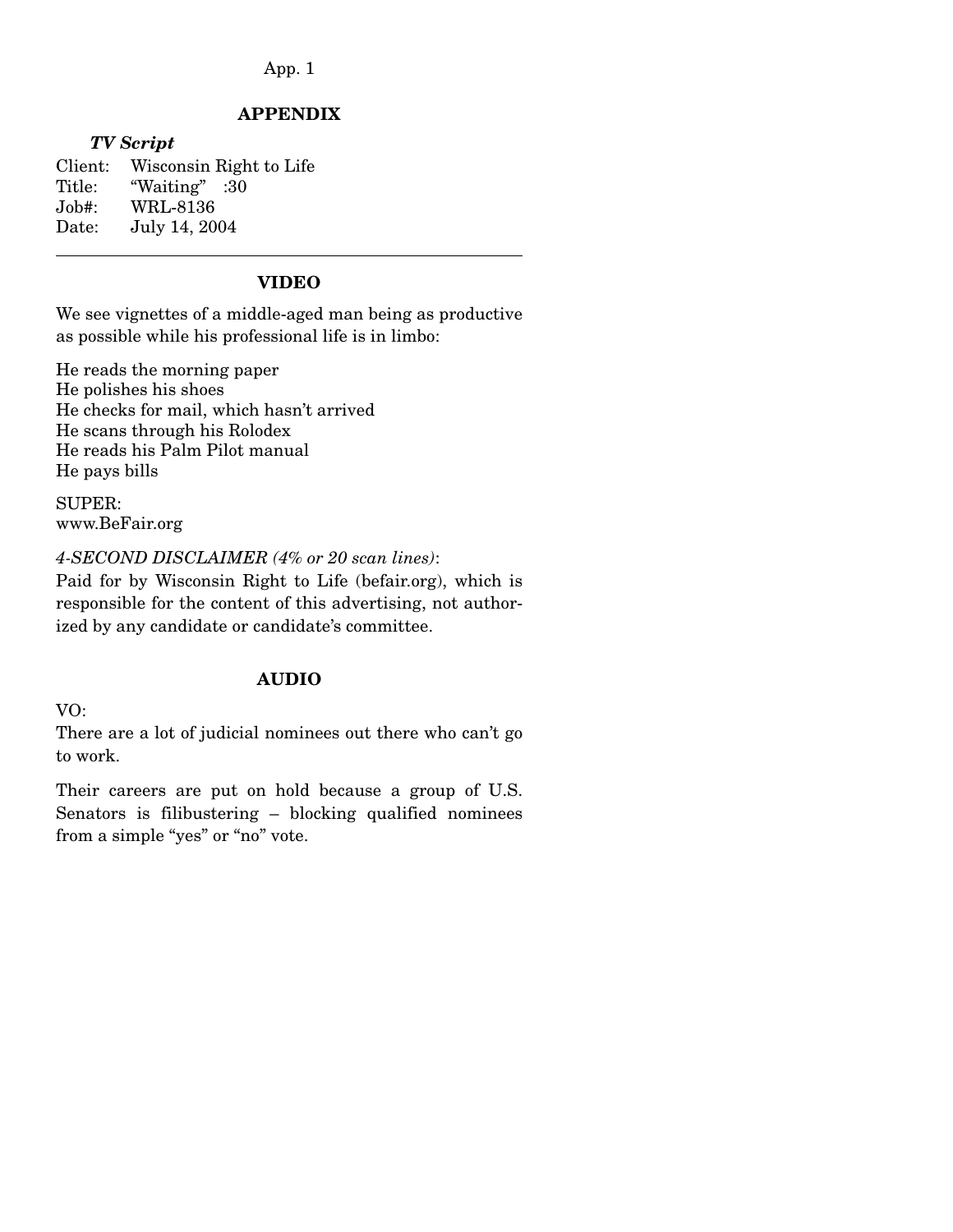## APPENDIX

***TV Script***

Client: Wisconsin Right to Life
Title: "Waiting" :30
Job#: WRL-8136
Date: July 14, 2004

---

### VIDEO

We see vignettes of a middle-aged man being as productive as possible while his professional life is in limbo:

He reads the morning paper
He polishes his shoes
He checks for mail, which hasn't arrived
He scans through his Rolodex
He reads his Palm Pilot manual
He pays bills

SUPER:
www.BeFair.org

*4-SECOND DISCLAIMER (4% or 20 scan lines)*:
Paid for by Wisconsin Right to Life (befair.org), which is responsible for the content of this advertising, not authorized by any candidate or candidate's committee.

### AUDIO

VO:
There are a lot of judicial nominees out there who can't go to work.

Their careers are put on hold because a group of U.S. Senators is filibustering – blocking qualified nominees from a simple "yes" or "no" vote.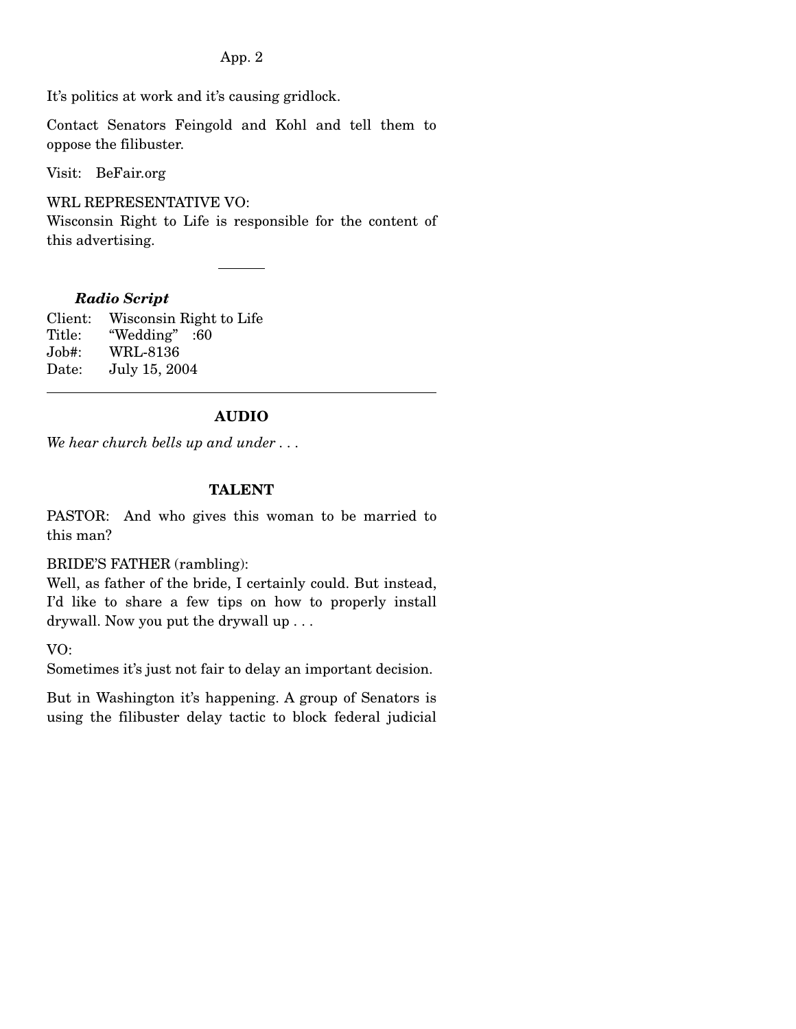It's politics at work and it's causing gridlock.

Contact Senators Feingold and Kohl and tell them to oppose the filibuster.

Visit: BeFair.org

WRL REPRESENTATIVE VO:
Wisconsin Right to Life is responsible for the content of this advertising.

---

***Radio Script***

Client: Wisconsin Right to Life
Title: "Wedding" :60
Job#: WRL-8136
Date: July 15, 2004

---

**AUDIO**

*We hear church bells up and under . . .*

**TALENT**

PASTOR: And who gives this woman to be married to this man?

BRIDE'S FATHER (rambling):
Well, as father of the bride, I certainly could. But instead, I'd like to share a few tips on how to properly install drywall. Now you put the drywall up . . .

VO:
Sometimes it's just not fair to delay an important decision.

But in Washington it's happening. A group of Senators is using the filibuster delay tactic to block federal judicial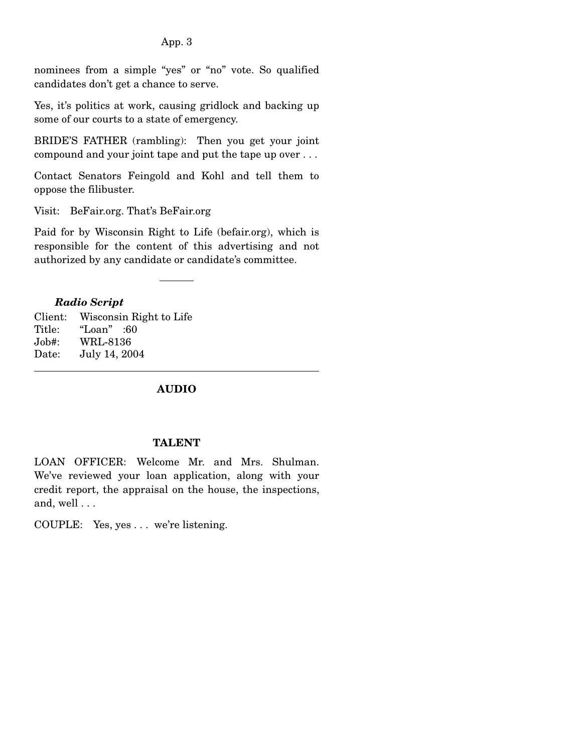nominees from a simple "yes" or "no" vote. So qualified candidates don't get a chance to serve.

Yes, it's politics at work, causing gridlock and backing up some of our courts to a state of emergency.

BRIDE'S FATHER (rambling): Then you get your joint compound and your joint tape and put the tape up over . . .

Contact Senators Feingold and Kohl and tell them to oppose the filibuster.

Visit: BeFair.org. That's BeFair.org

Paid for by Wisconsin Right to Life (befair.org), which is responsible for the content of this advertising and not authorized by any candidate or candidate's committee.

---

***Radio Script***

Client: Wisconsin Right to Life
Title: "Loan" :60
Job#: WRL-8136
Date: July 14, 2004

---

**AUDIO**

**TALENT**

LOAN OFFICER: Welcome Mr. and Mrs. Shulman. We've reviewed your loan application, along with your credit report, the appraisal on the house, the inspections, and, well . . .

COUPLE: Yes, yes . . . we're listening.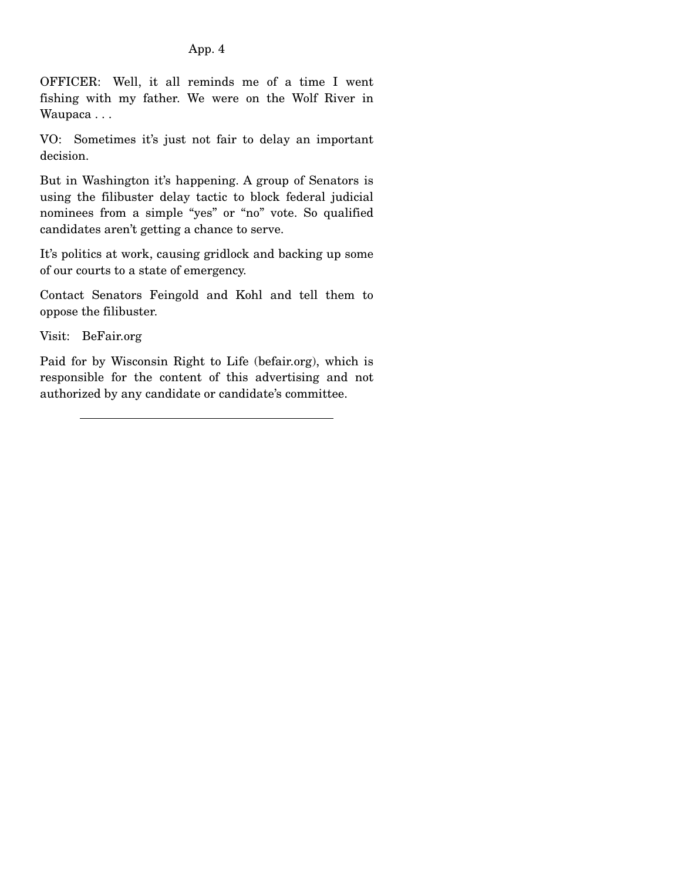OFFICER: Well, it all reminds me of a time I went fishing with my father. We were on the Wolf River in Waupaca . . .

VO: Sometimes it's just not fair to delay an important decision.

But in Washington it's happening. A group of Senators is using the filibuster delay tactic to block federal judicial nominees from a simple "yes" or "no" vote. So qualified candidates aren't getting a chance to serve.

It's politics at work, causing gridlock and backing up some of our courts to a state of emergency.

Contact Senators Feingold and Kohl and tell them to oppose the filibuster.

Visit: BeFair.org

Paid for by Wisconsin Right to Life (befair.org), which is responsible for the content of this advertising and not authorized by any candidate or candidate's committee.